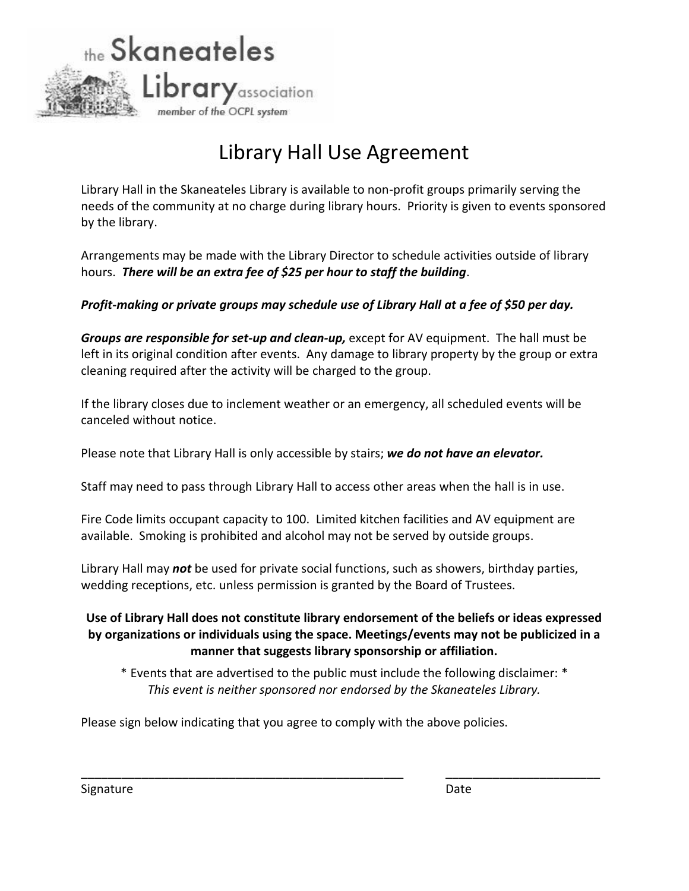the Skaneateles Library association
member of the OCPL system

# Library Hall Use Agreement

Library Hall in the Skaneateles Library is available to non-profit groups primarily serving the needs of the community at no charge during library hours. Priority is given to events sponsored by the library.

Arrangements may be made with the Library Director to schedule activities outside of library hours. ***There will be an extra fee of $25 per hour to staff the building***.

***Profit-making or private groups may schedule use of Library Hall at a fee of $50 per day.***

***Groups are responsible for set-up and clean-up,*** except for AV equipment. The hall must be left in its original condition after events. Any damage to library property by the group or extra cleaning required after the activity will be charged to the group.

If the library closes due to inclement weather or an emergency, all scheduled events will be canceled without notice.

Please note that Library Hall is only accessible by stairs; ***we do not have an elevator.***

Staff may need to pass through Library Hall to access other areas when the hall is in use.

Fire Code limits occupant capacity to 100. Limited kitchen facilities and AV equipment are available. Smoking is prohibited and alcohol may not be served by outside groups.

Library Hall may ***not*** be used for private social functions, such as showers, birthday parties, wedding receptions, etc. unless permission is granted by the Board of Trustees.

**Use of Library Hall does not constitute library endorsement of the beliefs or ideas expressed by organizations or individuals using the space. Meetings/events may not be publicized in a manner that suggests library sponsorship or affiliation.**

* Events that are advertised to the public must include the following disclaimer: *
*This event is neither sponsored nor endorsed by the Skaneateles Library.*

Please sign below indicating that you agree to comply with the above policies.

_______________________________________________ ______________________
Signature Date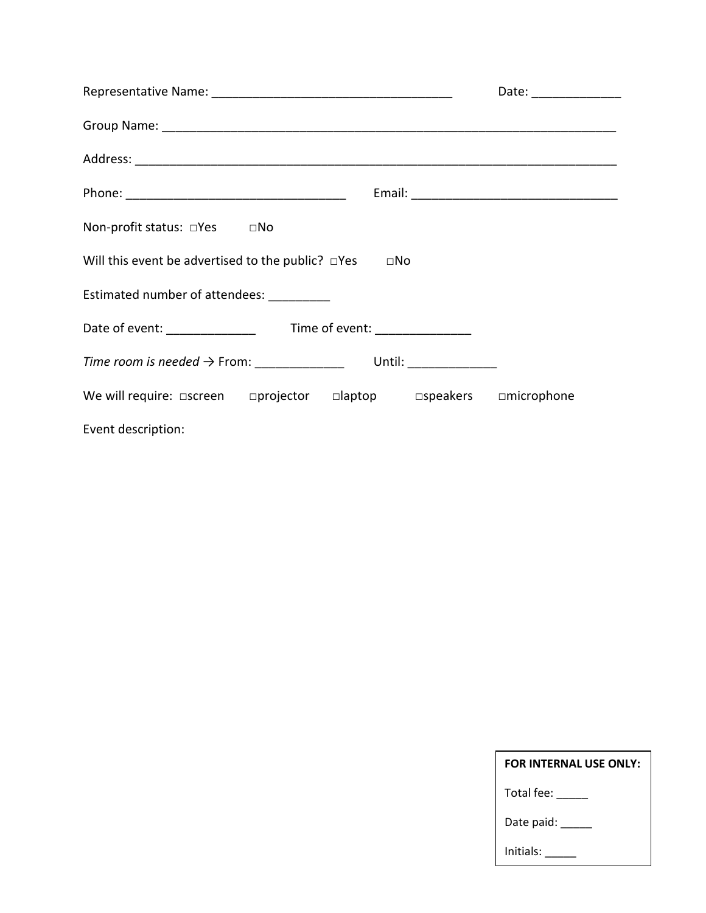Representative Name: ____________________________________ Date: _____________

Group Name: ______________________________________________________________________

Address: __________________________________________________________________________

Phone: _________________________________ Email: ______________________________

Non-profit status: □Yes □No

Will this event be advertised to the public? □Yes □No

Estimated number of attendees: _________

Date of event: _____________ Time of event: ______________

*Time room is needed* → From: _____________ Until: _____________

We will require: □screen □projector □laptop □speakers □microphone

Event description:

**FOR INTERNAL USE ONLY:**

Total fee: _____

Date paid: _____

Initials: _____